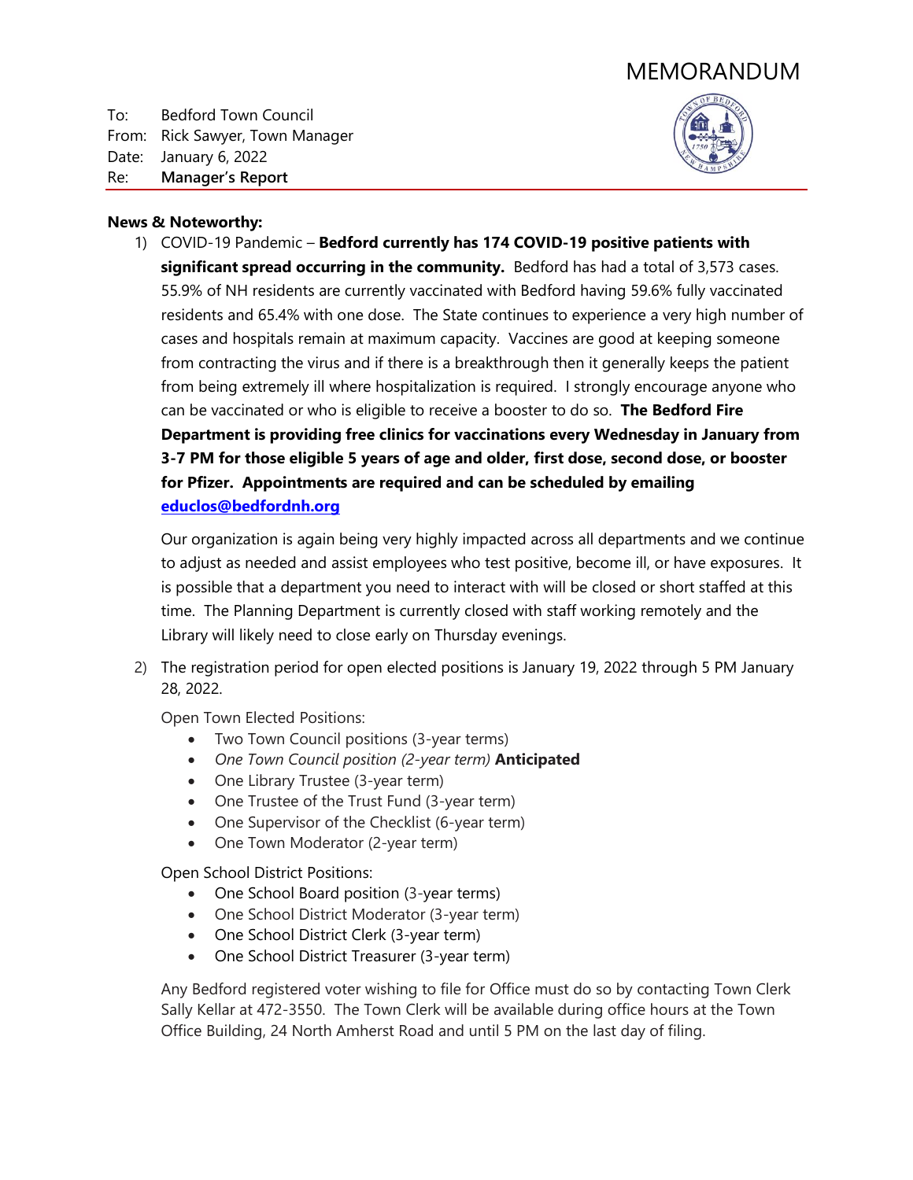# MEMORANDUM

To: Bedford Town Council
From: Rick Sawyer, Town Manager
Date: January 6, 2022
Re: **Manager's Report**

**News & Noteworthy:**

1) COVID-19 Pandemic – **Bedford currently has 174 COVID-19 positive patients with significant spread occurring in the community.** Bedford has had a total of 3,573 cases. 55.9% of NH residents are currently vaccinated with Bedford having 59.6% fully vaccinated residents and 65.4% with one dose. The State continues to experience a very high number of cases and hospitals remain at maximum capacity. Vaccines are good at keeping someone from contracting the virus and if there is a breakthrough then it generally keeps the patient from being extremely ill where hospitalization is required. I strongly encourage anyone who can be vaccinated or who is eligible to receive a booster to do so. **The Bedford Fire Department is providing free clinics for vaccinations every Wednesday in January from 3-7 PM for those eligible 5 years of age and older, first dose, second dose, or booster for Pfizer. Appointments are required and can be scheduled by emailing [educlos@bedfordnh.org](mailto:educlos@bedfordnh.org)**

   Our organization is again being very highly impacted across all departments and we continue to adjust as needed and assist employees who test positive, become ill, or have exposures. It is possible that a department you need to interact with will be closed or short staffed at this time. The Planning Department is currently closed with staff working remotely and the Library will likely need to close early on Thursday evenings.

2) The registration period for open elected positions is January 19, 2022 through 5 PM January 28, 2022.

   Open Town Elected Positions:

   - Two Town Council positions (3-year terms)
   - *One Town Council position (2-year term)* **Anticipated**
   - One Library Trustee (3-year term)
   - One Trustee of the Trust Fund (3-year term)
   - One Supervisor of the Checklist (6-year term)
   - One Town Moderator (2-year term)

   Open School District Positions:

   - One School Board position (3-year terms)
   - One School District Moderator (3-year term)
   - One School District Clerk (3-year term)
   - One School District Treasurer (3-year term)

   Any Bedford registered voter wishing to file for Office must do so by contacting Town Clerk Sally Kellar at 472-3550. The Town Clerk will be available during office hours at the Town Office Building, 24 North Amherst Road and until 5 PM on the last day of filing.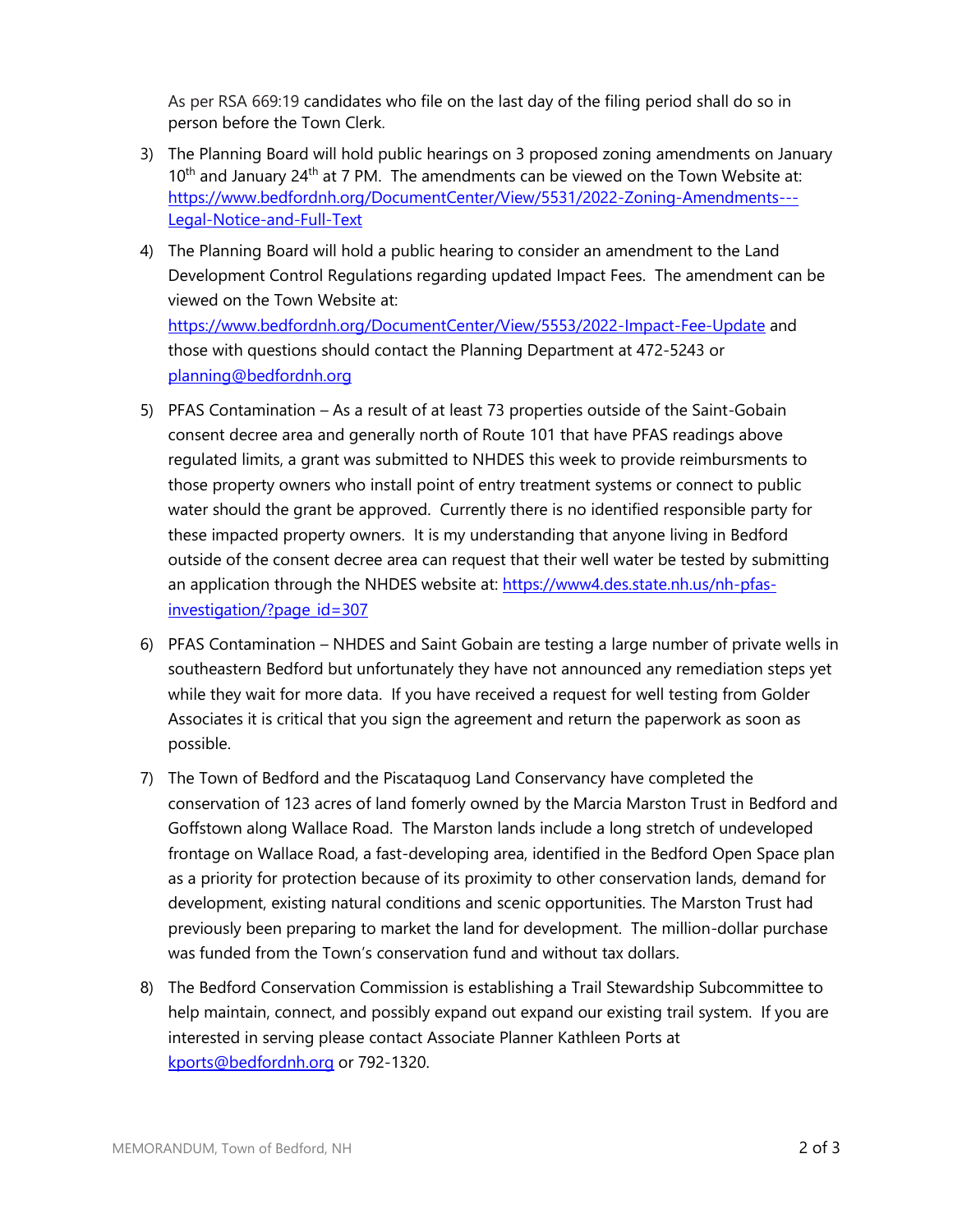As per RSA 669:19 candidates who file on the last day of the filing period shall do so in person before the Town Clerk.

3) The Planning Board will hold public hearings on 3 proposed zoning amendments on January 10th and January 24th at 7 PM. The amendments can be viewed on the Town Website at: https://www.bedfordnh.org/DocumentCenter/View/5531/2022-Zoning-Amendments---Legal-Notice-and-Full-Text

4) The Planning Board will hold a public hearing to consider an amendment to the Land Development Control Regulations regarding updated Impact Fees. The amendment can be viewed on the Town Website at: https://www.bedfordnh.org/DocumentCenter/View/5553/2022-Impact-Fee-Update and those with questions should contact the Planning Department at 472-5243 or planning@bedfordnh.org

5) PFAS Contamination – As a result of at least 73 properties outside of the Saint-Gobain consent decree area and generally north of Route 101 that have PFAS readings above regulated limits, a grant was submitted to NHDES this week to provide reimbursments to those property owners who install point of entry treatment systems or connect to public water should the grant be approved. Currently there is no identified responsible party for these impacted property owners. It is my understanding that anyone living in Bedford outside of the consent decree area can request that their well water be tested by submitting an application through the NHDES website at: https://www4.des.state.nh.us/nh-pfas-investigation/?page_id=307

6) PFAS Contamination – NHDES and Saint Gobain are testing a large number of private wells in southeastern Bedford but unfortunately they have not announced any remediation steps yet while they wait for more data. If you have received a request for well testing from Golder Associates it is critical that you sign the agreement and return the paperwork as soon as possible.

7) The Town of Bedford and the Piscataquog Land Conservancy have completed the conservation of 123 acres of land fomerly owned by the Marcia Marston Trust in Bedford and Goffstown along Wallace Road. The Marston lands include a long stretch of undeveloped frontage on Wallace Road, a fast-developing area, identified in the Bedford Open Space plan as a priority for protection because of its proximity to other conservation lands, demand for development, existing natural conditions and scenic opportunities. The Marston Trust had previously been preparing to market the land for development. The million-dollar purchase was funded from the Town's conservation fund and without tax dollars.

8) The Bedford Conservation Commission is establishing a Trail Stewardship Subcommittee to help maintain, connect, and possibly expand out expand our existing trail system. If you are interested in serving please contact Associate Planner Kathleen Ports at kports@bedfordnh.org or 792-1320.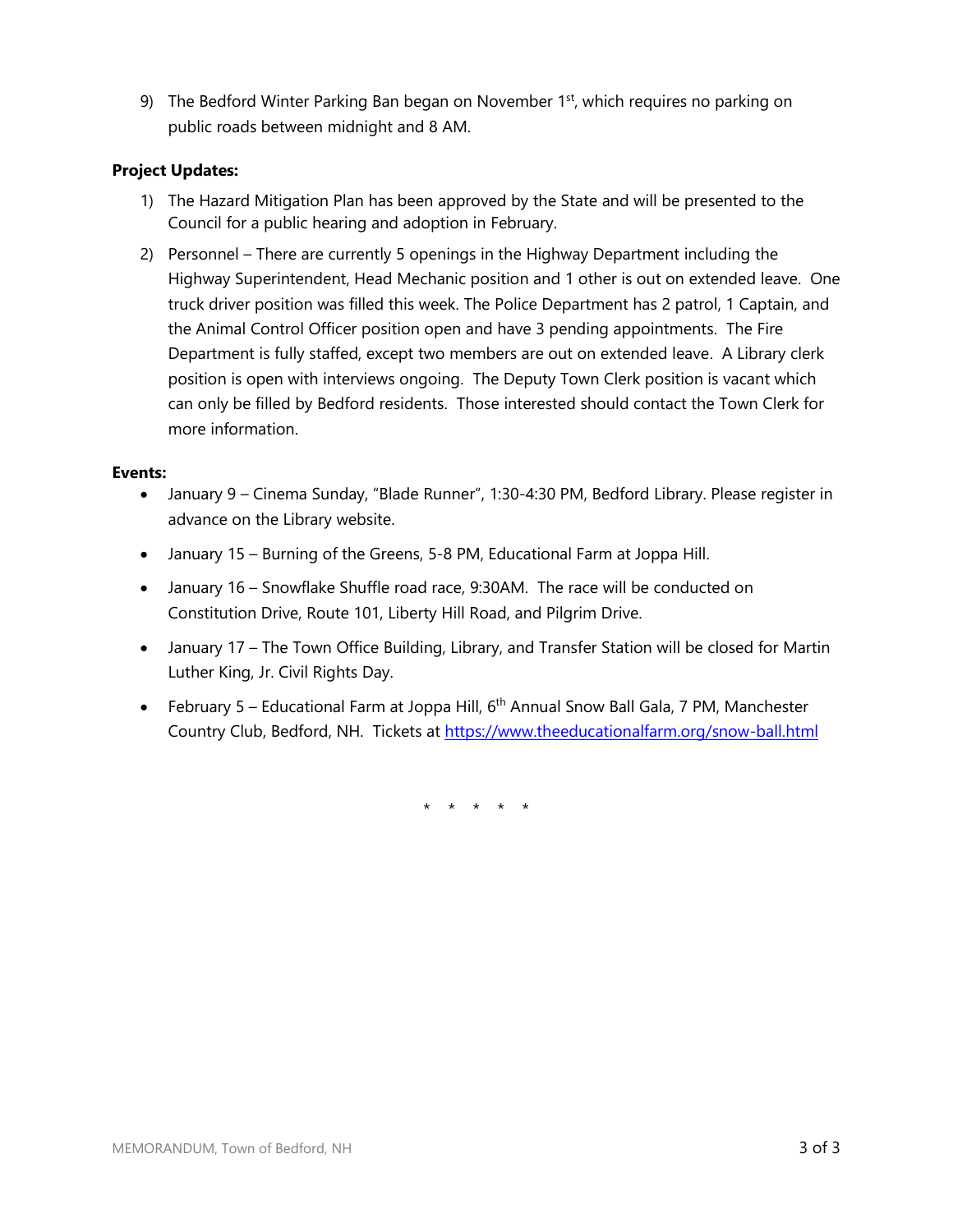9) The Bedford Winter Parking Ban began on November 1st, which requires no parking on public roads between midnight and 8 AM.

**Project Updates:**

1) The Hazard Mitigation Plan has been approved by the State and will be presented to the Council for a public hearing and adoption in February.
2) Personnel – There are currently 5 openings in the Highway Department including the Highway Superintendent, Head Mechanic position and 1 other is out on extended leave. One truck driver position was filled this week. The Police Department has 2 patrol, 1 Captain, and the Animal Control Officer position open and have 3 pending appointments. The Fire Department is fully staffed, except two members are out on extended leave. A Library clerk position is open with interviews ongoing. The Deputy Town Clerk position is vacant which can only be filled by Bedford residents. Those interested should contact the Town Clerk for more information.

**Events:**

- January 9 – Cinema Sunday, "Blade Runner", 1:30-4:30 PM, Bedford Library. Please register in advance on the Library website.
- January 15 – Burning of the Greens, 5-8 PM, Educational Farm at Joppa Hill.
- January 16 – Snowflake Shuffle road race, 9:30AM. The race will be conducted on Constitution Drive, Route 101, Liberty Hill Road, and Pilgrim Drive.
- January 17 – The Town Office Building, Library, and Transfer Station will be closed for Martin Luther King, Jr. Civil Rights Day.
- February 5 – Educational Farm at Joppa Hill, 6th Annual Snow Ball Gala, 7 PM, Manchester Country Club, Bedford, NH. Tickets at https://www.theeducationalfarm.org/snow-ball.html

\* \* \* \* \*